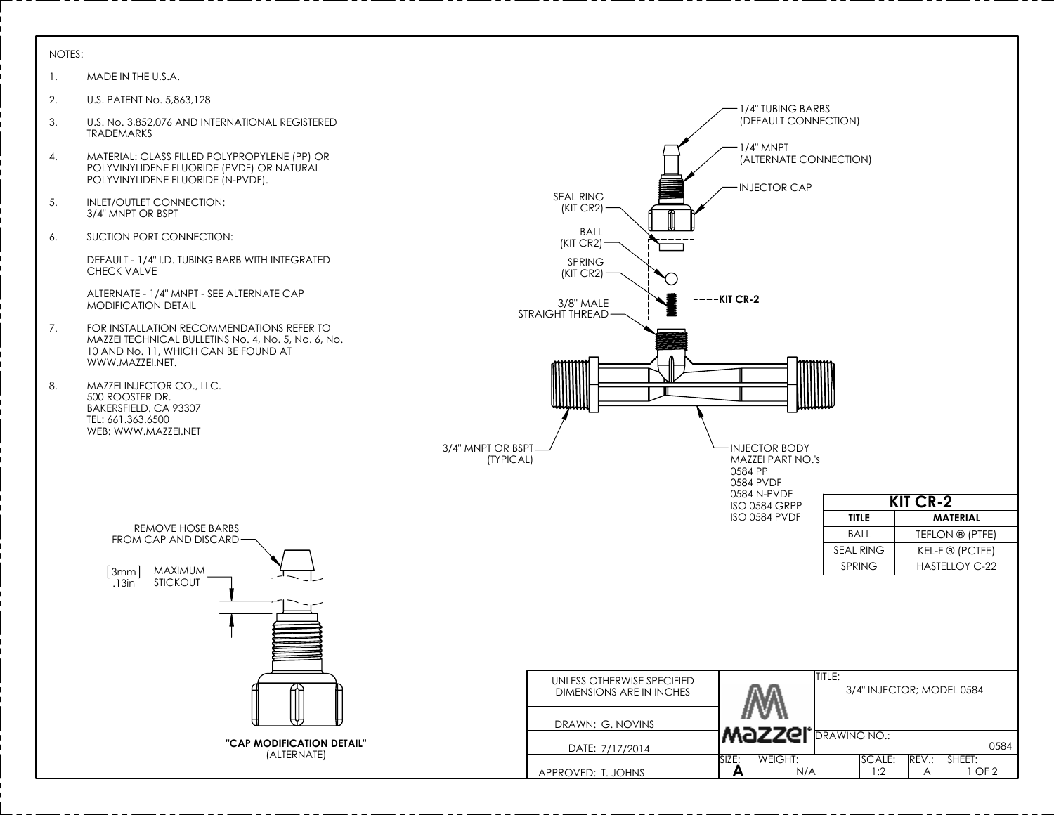NOTES:

1. MADE IN THE U.S.A.
2. U.S. PATENT No. 5,863,128
3. U.S. No. 3,852,076 AND INTERNATIONAL REGISTERED TRADEMARKS
4. MATERIAL: GLASS FILLED POLYPROPYLENE (PP) OR POLYVINYLIDENE FLUORIDE (PVDF) OR NATURAL POLYVINYLIDENE FLUORIDE (N-PVDF).
5. INLET/OUTLET CONNECTION: 3/4" MNPT OR BSPT
6. SUCTION PORT CONNECTION:

   DEFAULT - 1/4" I.D. TUBING BARB WITH INTEGRATED CHECK VALVE

   ALTERNATE - 1/4" MNPT - SEE ALTERNATE CAP MODIFICATION DETAIL
7. FOR INSTALLATION RECOMMENDATIONS REFER TO MAZZEI TECHNICAL BULLETINS No. 4, No. 5, No. 6, No. 10 AND No. 11, WHICH CAN BE FOUND AT WWW.MAZZEI.NET.
8. MAZZEI INJECTOR CO., LLC.
   500 ROOSTER DR.
   BAKERSFIELD, CA 93307
   TEL: 661.363.6500
   WEB: WWW.MAZZEI.NET

1/4" TUBING BARBS (DEFAULT CONNECTION)

1/4" MNPT (ALTERNATE CONNECTION)

INJECTOR CAP

SEAL RING (KIT CR2)

BALL (KIT CR2)

SPRING (KIT CR2)

3/8" MALE STRAIGHT THREAD

KIT CR-2

3/4" MNPT OR BSPT (TYPICAL)

INJECTOR BODY
MAZZEI PART NO.'s
0584 PP
0584 PVDF
0584 N-PVDF
ISO 0584 GRPP
ISO 0584 PVDF

| KIT CR-2 | |
|---|---|
| **TITLE** | **MATERIAL** |
| BALL | TEFLON ® (PTFE) |
| SEAL RING | KEL-F ® (PCTFE) |
| SPRING | HASTELLOY C-22 |

REMOVE HOSE BARBS FROM CAP AND DISCARD

[3mm] .13in MAXIMUM STICKOUT

**"CAP MODIFICATION DETAIL"**
(ALTERNATE)

| UNLESS OTHERWISE SPECIFIED DIMENSIONS ARE IN INCHES | mazzei® | TITLE: 3/4" INJECTOR; MODEL 0584 | | | |
|---|---|---|---|---|---|
| DRAWN: G. NOVINS | | DRAWING NO.: 0584 | | | |
| DATE: 7/17/2014 | | | | | |
| APPROVED: T. JOHNS | SIZE: A | WEIGHT: N/A | SCALE: 1:2 | REV.: A | SHEET: 1 OF 2 |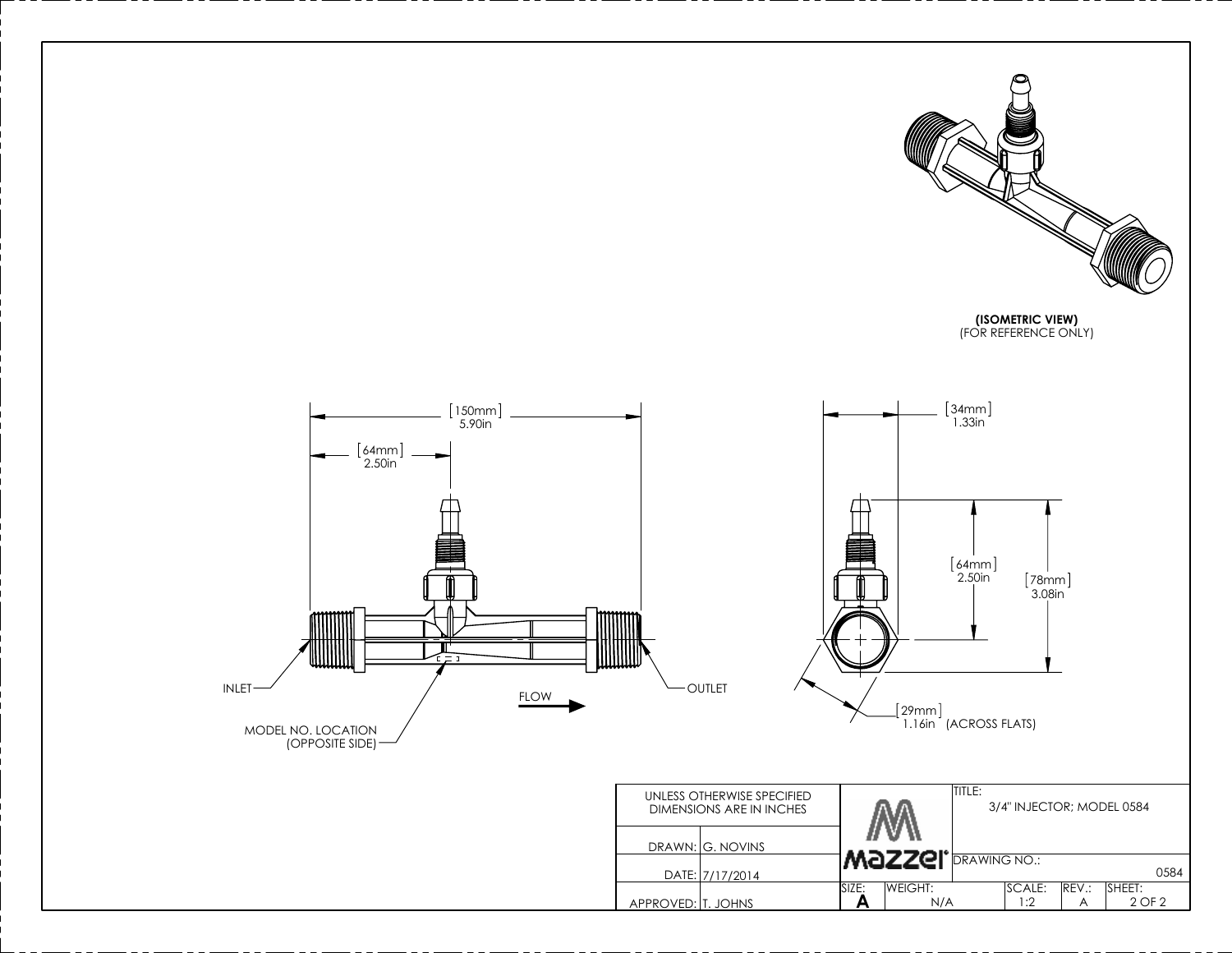**(ISOMETRIC VIEW)**
(FOR REFERENCE ONLY)

[150mm]
5.90in

[64mm]
2.50in

INLET

OUTLET

FLOW

MODEL NO. LOCATION
(OPPOSITE SIDE)

[34mm]
1.33in

[64mm]
2.50in

[78mm]
3.08in

[29mm]
1.16in (ACROSS FLATS)

| UNLESS OTHERWISE SPECIFIED DIMENSIONS ARE IN INCHES | | mazzel | TITLE: 3/4" INJECTOR; MODEL 0584 | | | |
|---|---|---|---|---|---|---|
| DRAWN: | G. NOVINS | | DRAWING NO.: 0584 | | | |
| DATE: | 7/17/2014 | | | | | |
| APPROVED: | T. JOHNS | SIZE: A | WEIGHT: N/A | SCALE: 1:2 | REV.: A | SHEET: 2 OF 2 |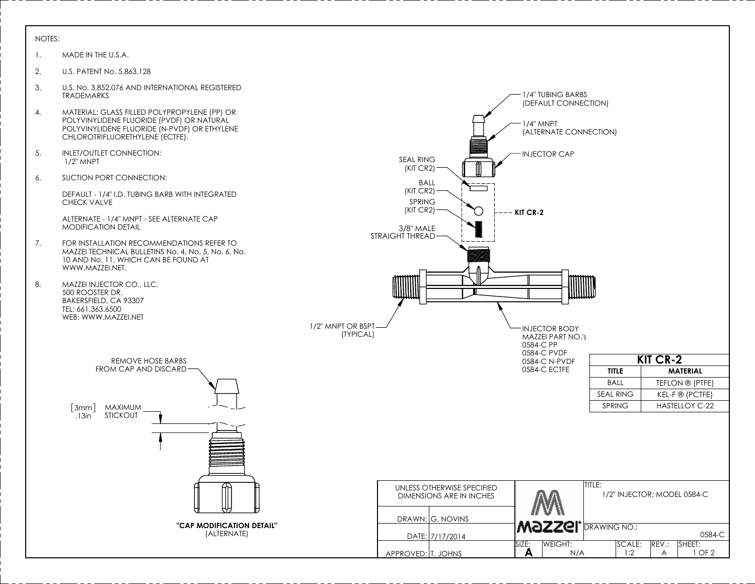NOTES:

1. MADE IN THE U.S.A.
2. U.S. PATENT No. 5,863,128
3. U.S. No. 3,852,076 AND INTERNATIONAL REGISTERED TRADEMARKS
4. MATERIAL: GLASS FILLED POLYPROPYLENE (PP) OR POLYVINYLIDENE FLUORIDE (PVDF) OR NATURAL POLYVINYLIDENE FLUORIDE (N-PVDF) OR ETHYLENE CHLOROTRIFLUORETHYLENE (ECTFE).
5. INLET/OUTLET CONNECTION: 1/2" MNPT
6. SUCTION PORT CONNECTION:

   DEFAULT - 1/4" I.D. TUBING BARB WITH INTEGRATED CHECK VALVE

   ALTERNATE - 1/4" MNPT - SEE ALTERNATE CAP MODIFICATION DETAIL
7. FOR INSTALLATION RECOMMENDATIONS REFER TO MAZZEI TECHNICAL BULLETINS No. 4, No. 5, No. 6, No. 10 AND No. 11, WHICH CAN BE FOUND AT WWW.MAZZEI.NET.
8. MAZZEI INJECTOR CO., LLC.
   500 ROOSTER DR.
   BAKERSFIELD, CA 93307
   TEL: 661.363.6500
   WEB: WWW.MAZZEI.NET

1/4" TUBING BARBS (DEFAULT CONNECTION)

1/4" MNPT (ALTERNATE CONNECTION)

INJECTOR CAP

SEAL RING (KIT CR2)

BALL (KIT CR2)

SPRING (KIT CR2)

KIT CR-2

3/8" MALE STRAIGHT THREAD

1/2" MNPT OR BSPT (TYPICAL)

INJECTOR BODY MAZZEI PART NO.'s
0584-C PP
0584-C PVDF
0584-C N-PVDF
0584-C ECTFE

| KIT CR-2 | |
|---|---|
| **TITLE** | **MATERIAL** |
| BALL | TEFLON ® (PTFE) |
| SEAL RING | KEL-F ® (PCTFE) |
| SPRING | HASTELLOY C-22 |

REMOVE HOSE BARBS FROM CAP AND DISCARD

[3mm] .13in MAXIMUM STICKOUT

**"CAP MODIFICATION DETAIL"**
(ALTERNATE)

| UNLESS OTHERWISE SPECIFIED DIMENSIONS ARE IN INCHES | mazzei® | TITLE: 1/2" INJECTOR; MODEL 0584-C |
|---|---|---|
| DRAWN: G. NOVINS | | DRAWING NO.: 0584-C |
| DATE: 7/17/2014 | | |
| APPROVED: T. JOHNS | SIZE: A | WEIGHT: N/A; SCALE: 1:2; REV.: A; SHEET: 1 OF 2 |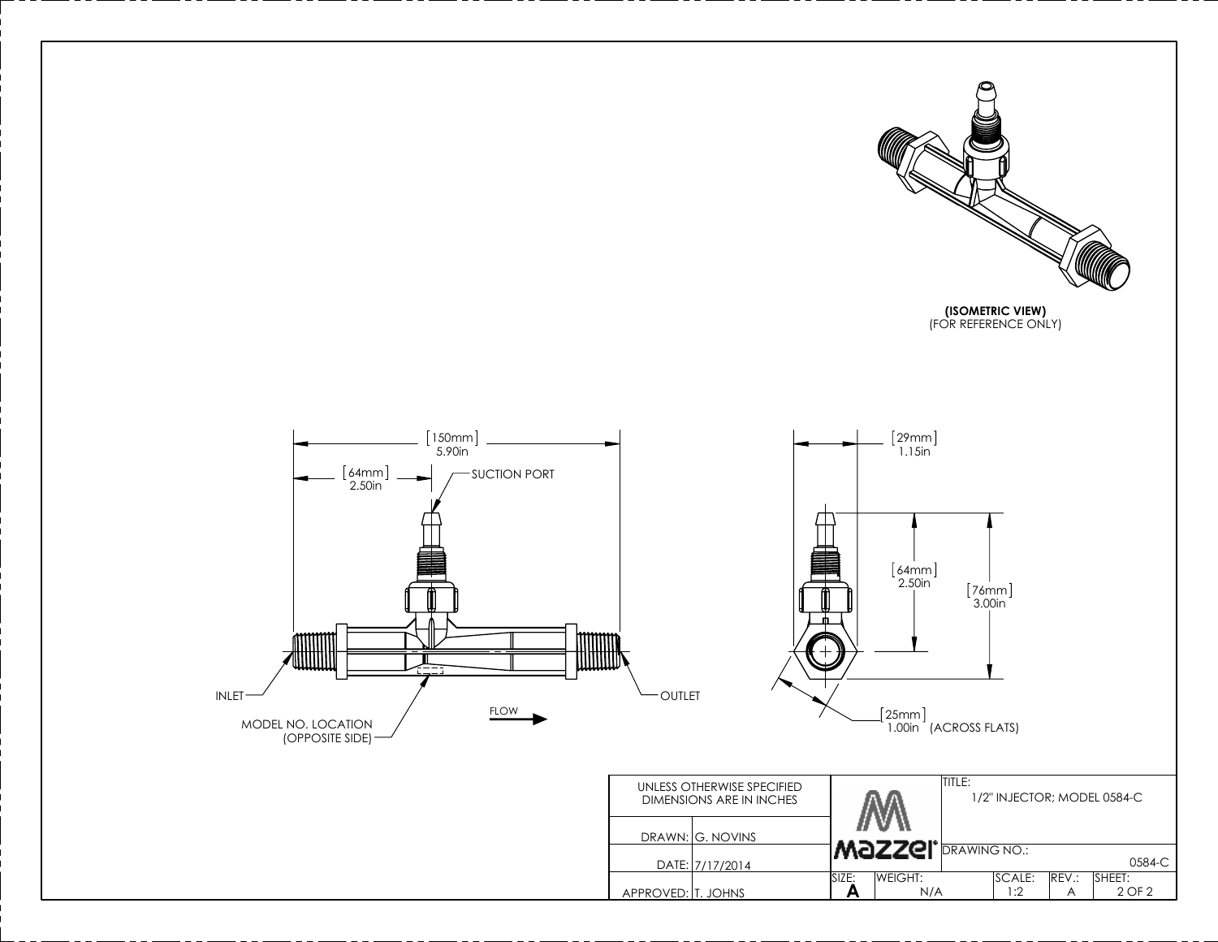(ISOMETRIC VIEW)
(FOR REFERENCE ONLY)

[150mm] 5.90in

[64mm] 2.50in

SUCTION PORT

INLET

OUTLET

MODEL NO. LOCATION (OPPOSITE SIDE)

FLOW

[29mm] 1.15in

[64mm] 2.50in

[76mm] 3.00in

[25mm] 1.00in (ACROSS FLATS)

| UNLESS OTHERWISE SPECIFIED DIMENSIONS ARE IN INCHES | | mazzei® | TITLE: 1/2" INJECTOR; MODEL 0584-C | | | |
|---|---|---|---|---|---|---|
| DRAWN: | G. NOVINS | | DRAWING NO.: 0584-C | | | |
| DATE: | 7/17/2014 | | | | | |
| APPROVED: | T. JOHNS | SIZE: A | WEIGHT: N/A | SCALE: 1:2 | REV.: A | SHEET: 2 OF 2 |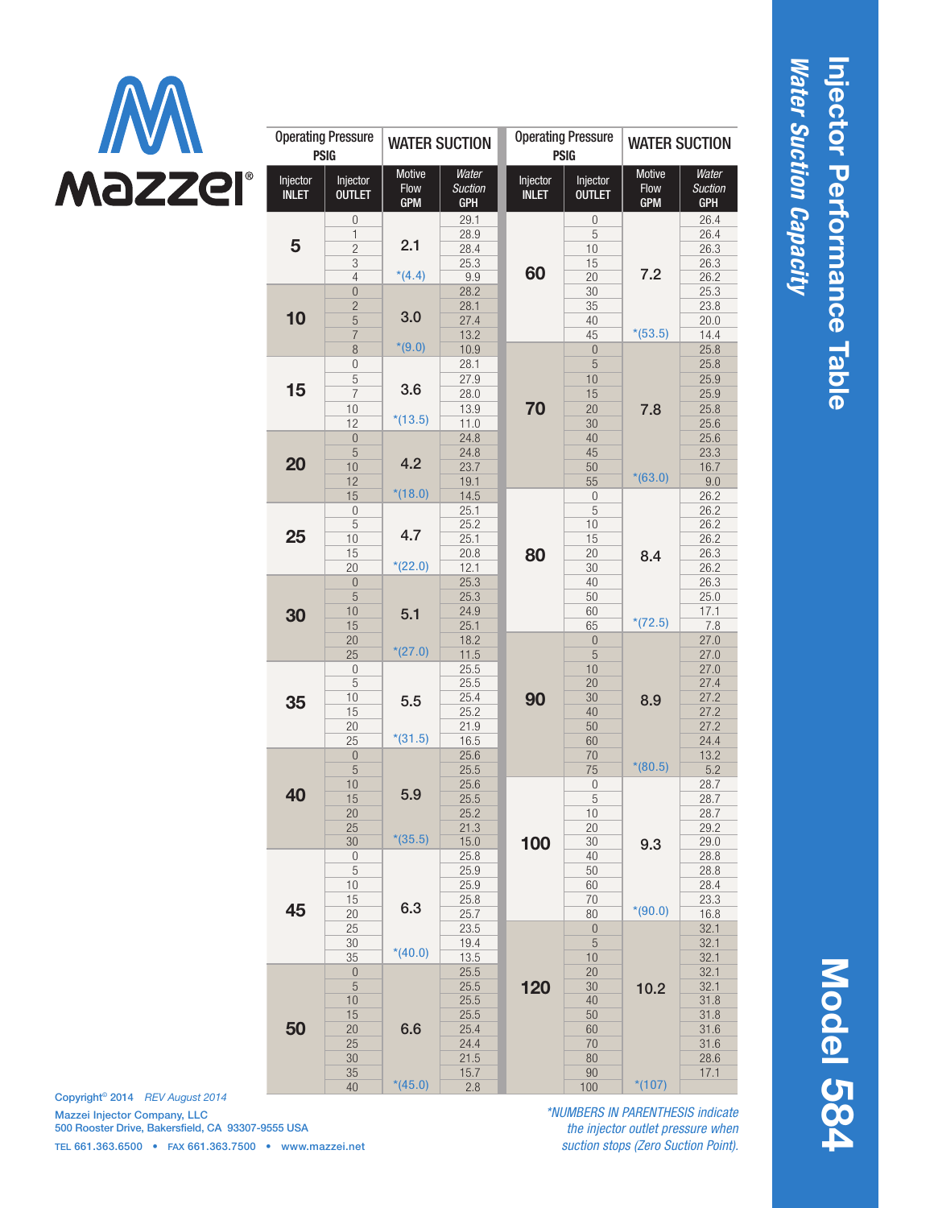# Injector Performance Table

## Water Suction Capacity

## Model 584

| Operating Pressure PSIG | | WATER SUCTION | |
|---|---|---|---|
| Injector INLET | Injector OUTLET | Motive Flow GPM | *Water Suction* GPH |
| 5 | 0 | 2.1 | 29.1 |
| | 1 | | 28.9 |
| | 2 | | 28.4 |
| | 3 | | 25.3 |
| | 4 | *(4.4) | 9.9 |
| 10 | 0 | 3.0 | 28.2 |
| | 2 | | 28.1 |
| | 5 | | 27.4 |
| | 7 | | 13.2 |
| | 8 | *(9.0) | 10.9 |
| 15 | 0 | 3.6 | 28.1 |
| | 5 | | 27.9 |
| | 7 | | 28.0 |
| | 10 | | 13.9 |
| | 12 | *(13.5) | 11.0 |
| 20 | 0 | 4.2 | 24.8 |
| | 5 | | 24.8 |
| | 10 | | 23.7 |
| | 12 | | 19.1 |
| | 15 | *(18.0) | 14.5 |
| 25 | 0 | 4.7 | 25.1 |
| | 5 | | 25.2 |
| | 10 | | 25.1 |
| | 15 | | 20.8 |
| | 20 | *(22.0) | 12.1 |
| 30 | 0 | 5.1 | 25.3 |
| | 5 | | 25.3 |
| | 10 | | 24.9 |
| | 15 | | 25.1 |
| | 20 | | 18.2 |
| | 25 | *(27.0) | 11.5 |
| 35 | 0 | 5.5 | 25.5 |
| | 5 | | 25.5 |
| | 10 | | 25.4 |
| | 15 | | 25.2 |
| | 20 | | 21.9 |
| | 25 | *(31.5) | 16.5 |
| 40 | 0 | 5.9 | 25.6 |
| | 5 | | 25.5 |
| | 10 | | 25.6 |
| | 15 | | 25.5 |
| | 20 | | 25.2 |
| | 25 | | 21.3 |
| | 30 | *(35.5) | 15.0 |
| 45 | 0 | 6.3 | 25.8 |
| | 5 | | 25.9 |
| | 10 | | 25.9 |
| | 15 | | 25.8 |
| | 20 | | 25.7 |
| | 25 | | 23.5 |
| | 30 | | 19.4 |
| | 35 | *(40.0) | 13.5 |
| 50 | 0 | 6.6 | 25.5 |
| | 5 | | 25.5 |
| | 10 | | 25.5 |
| | 15 | | 25.5 |
| | 20 | | 25.4 |
| | 25 | | 24.4 |
| | 30 | | 21.5 |
| | 35 | | 15.7 |
| | 40 | *(45.0) | 2.8 |
| 60 | 0 | 7.2 | 26.4 |
| | 5 | | 26.4 |
| | 10 | | 26.3 |
| | 15 | | 26.3 |
| | 20 | | 26.2 |
| | 30 | | 25.3 |
| | 35 | | 23.8 |
| | 40 | | 20.0 |
| | 45 | *(53.5) | 14.4 |
| 70 | 0 | 7.8 | 25.8 |
| | 5 | | 25.8 |
| | 10 | | 25.9 |
| | 15 | | 25.9 |
| | 20 | | 25.8 |
| | 30 | | 25.6 |
| | 40 | | 25.6 |
| | 45 | | 23.3 |
| | 50 | | 16.7 |
| | 55 | *(63.0) | 9.0 |
| 80 | 0 | 8.4 | 26.2 |
| | 5 | | 26.2 |
| | 10 | | 26.2 |
| | 15 | | 26.2 |
| | 20 | | 26.3 |
| | 30 | | 26.2 |
| | 40 | | 26.3 |
| | 50 | | 25.0 |
| | 60 | | 17.1 |
| | 65 | *(72.5) | 7.8 |
| 90 | 0 | 8.9 | 27.0 |
| | 5 | | 27.0 |
| | 10 | | 27.0 |
| | 20 | | 27.4 |
| | 30 | | 27.2 |
| | 40 | | 27.2 |
| | 50 | | 27.2 |
| | 60 | | 24.4 |
| | 70 | | 13.2 |
| | 75 | *(80.5) | 5.2 |
| 100 | 0 | 9.3 | 28.7 |
| | 5 | | 28.7 |
| | 10 | | 28.7 |
| | 20 | | 29.2 |
| | 30 | | 29.0 |
| | 40 | | 28.8 |
| | 50 | | 28.8 |
| | 60 | | 28.4 |
| | 70 | | 23.3 |
| | 80 | *(90.0) | 16.8 |
| 120 | 0 | 10.2 | 32.1 |
| | 5 | | 32.1 |
| | 10 | | 32.1 |
| | 20 | | 32.1 |
| | 30 | | 32.1 |
| | 40 | | 31.8 |
| | 50 | | 31.8 |
| | 60 | | 31.6 |
| | 70 | | 31.6 |
| | 80 | | 28.6 |
| | 90 | | 17.1 |
| | 100 | *(107) | |

*\*NUMBERS IN PARENTHESIS indicate the injector outlet pressure when suction stops (Zero Suction Point).*

Copyright© 2014 *REV August 2014*

Mazzei Injector Company, LLC
500 Rooster Drive, Bakersfield, CA 93307-9555 USA

TEL 661.363.6500 • FAX 661.363.7500 • www.mazzei.net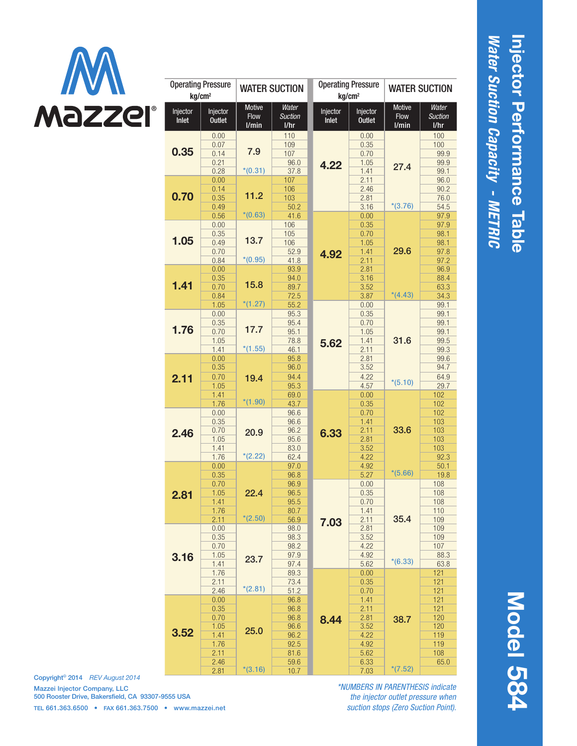# Injector Performance Table

## Water Suction Capacity - METRIC

## Model 584

Mazzei®

| Operating Pressure kg/cm² | | WATER SUCTION | |
|---|---|---|---|
| Injector Inlet | Injector Outlet | Motive Flow l/min | *Water Suction* l/hr |
| 0.35 | 0.00 | 7.9 | 110 |
| | 0.07 | | 109 |
| | 0.14 | | 107 |
| | 0.21 | | 96.0 |
| | 0.28 | *(0.31) | 37.8 |
| 0.70 | 0.00 | 11.2 | 107 |
| | 0.14 | | 106 |
| | 0.35 | | 103 |
| | 0.49 | | 50.2 |
| | 0.56 | *(0.63) | 41.6 |
| 1.05 | 0.00 | 13.7 | 106 |
| | 0.35 | | 105 |
| | 0.49 | | 106 |
| | 0.70 | | 52.9 |
| | 0.84 | *(0.95) | 41.8 |
| 1.41 | 0.00 | 15.8 | 93.9 |
| | 0.35 | | 94.0 |
| | 0.70 | | 89.7 |
| | 0.84 | | 72.5 |
| | 1.05 | *(1.27) | 55.2 |
| 1.76 | 0.00 | 17.7 | 95.3 |
| | 0.35 | | 95.4 |
| | 0.70 | | 95.1 |
| | 1.05 | | 78.8 |
| | 1.41 | *(1.55) | 46.1 |
| 2.11 | 0.00 | 19.4 | 95.8 |
| | 0.35 | | 96.0 |
| | 0.70 | | 94.4 |
| | 1.05 | | 95.3 |
| | 1.41 | | 69.0 |
| | 1.76 | *(1.90) | 43.7 |
| 2.46 | 0.00 | 20.9 | 96.6 |
| | 0.35 | | 96.6 |
| | 0.70 | | 96.2 |
| | 1.05 | | 95.6 |
| | 1.41 | | 83.0 |
| | 1.76 | *(2.22) | 62.4 |
| 2.81 | 0.00 | 22.4 | 97.0 |
| | 0.35 | | 96.8 |
| | 0.70 | | 96.9 |
| | 1.05 | | 96.5 |
| | 1.41 | | 95.5 |
| | 1.76 | | 80.7 |
| | 2.11 | *(2.50) | 56.9 |
| 3.16 | 0.00 | 23.7 | 98.0 |
| | 0.35 | | 98.3 |
| | 0.70 | | 98.2 |
| | 1.05 | | 97.9 |
| | 1.41 | | 97.4 |
| | 1.76 | | 89.3 |
| | 2.11 | | 73.4 |
| | 2.46 | *(2.81) | 51.2 |
| 3.52 | 0.00 | 25.0 | 96.8 |
| | 0.35 | | 96.8 |
| | 0.70 | | 96.8 |
| | 1.05 | | 96.6 |
| | 1.41 | | 96.2 |
| | 1.76 | | 92.5 |
| | 2.11 | | 81.6 |
| | 2.46 | | 59.6 |
| | 2.81 | *(3.16) | 10.7 |

| Operating Pressure kg/cm² | | WATER SUCTION | |
|---|---|---|---|
| Injector Inlet | Injector Outlet | Motive Flow l/min | *Water Suction* l/hr |
| 4.22 | 0.00 | 27.4 | 100 |
| | 0.35 | | 100 |
| | 0.70 | | 99.9 |
| | 1.05 | | 99.9 |
| | 1.41 | | 99.1 |
| | 2.11 | | 96.0 |
| | 2.46 | | 90.2 |
| | 2.81 | | 76.0 |
| | 3.16 | *(3.76) | 54.5 |
| 4.92 | 0.00 | 29.6 | 97.9 |
| | 0.35 | | 97.9 |
| | 0.70 | | 98.1 |
| | 1.05 | | 98.1 |
| | 1.41 | | 97.8 |
| | 2.11 | | 97.2 |
| | 2.81 | | 96.9 |
| | 3.16 | | 88.4 |
| | 3.52 | | 63.3 |
| | 3.87 | *(4.43) | 34.3 |
| 5.62 | 0.00 | 31.6 | 99.1 |
| | 0.35 | | 99.1 |
| | 0.70 | | 99.1 |
| | 1.05 | | 99.1 |
| | 1.41 | | 99.5 |
| | 2.11 | | 99.3 |
| | 2.81 | | 99.6 |
| | 3.52 | | 94.7 |
| | 4.22 | | 64.9 |
| | 4.57 | *(5.10) | 29.7 |
| 6.33 | 0.00 | 33.6 | 102 |
| | 0.35 | | 102 |
| | 0.70 | | 102 |
| | 1.41 | | 103 |
| | 2.11 | | 103 |
| | 2.81 | | 103 |
| | 3.52 | | 103 |
| | 4.22 | | 92.3 |
| | 4.92 | | 50.1 |
| | 5.27 | *(5.66) | 19.8 |
| 7.03 | 0.00 | 35.4 | 108 |
| | 0.35 | | 108 |
| | 0.70 | | 108 |
| | 1.41 | | 110 |
| | 2.11 | | 109 |
| | 2.81 | | 109 |
| | 3.52 | | 109 |
| | 4.22 | | 107 |
| | 4.92 | | 88.3 |
| | 5.62 | *(6.33) | 63.8 |
| 8.44 | 0.00 | 38.7 | 121 |
| | 0.35 | | 121 |
| | 0.70 | | 121 |
| | 1.41 | | 121 |
| | 2.11 | | 121 |
| | 2.81 | | 120 |
| | 3.52 | | 120 |
| | 4.22 | | 119 |
| | 4.92 | | 119 |
| | 5.62 | | 108 |
| | 6.33 | | 65.0 |
| | 7.03 | *(7.52) | |

*\*NUMBERS IN PARENTHESIS indicate the injector outlet pressure when suction stops (Zero Suction Point).*

Copyright© 2014 *REV August 2014*

Mazzei Injector Company, LLC
500 Rooster Drive, Bakersfield, CA 93307-9555 USA

TEL 661.363.6500 • FAX 661.363.7500 • www.mazzei.net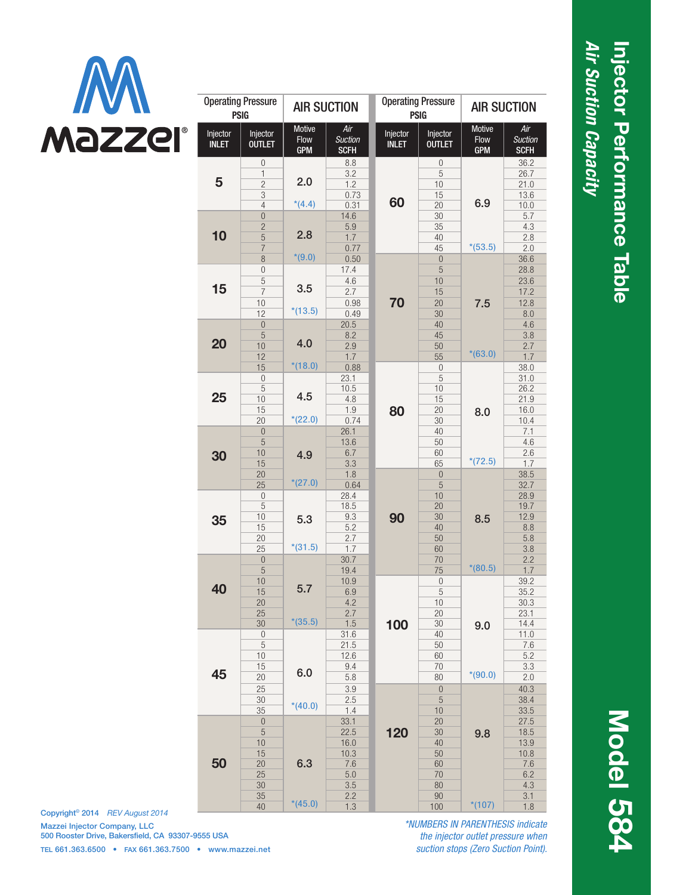# Injector Performance Table

## *Air Suction Capacity*

## Model 584

**mazzei®**

| Operating Pressure PSIG | | AIR SUCTION | |
|---|---|---|---|
| Injector INLET | Injector OUTLET | Motive Flow GPM | *Air Suction* SCFH |
| 5 | 0 | 2.0 *(4.4) | 8.8 |
| | 1 | | 3.2 |
| | 2 | | 1.2 |
| | 3 | | 0.73 |
| | 4 | | 0.31 |
| 10 | 0 | 2.8 *(9.0) | 14.6 |
| | 2 | | 5.9 |
| | 5 | | 1.7 |
| | 7 | | 0.77 |
| | 8 | | 0.50 |
| 15 | 0 | 3.5 *(13.5) | 17.4 |
| | 5 | | 4.6 |
| | 7 | | 2.7 |
| | 10 | | 0.98 |
| | 12 | | 0.49 |
| 20 | 0 | 4.0 *(18.0) | 20.5 |
| | 5 | | 8.2 |
| | 10 | | 2.9 |
| | 12 | | 1.7 |
| | 15 | | 0.88 |
| 25 | 0 | 4.5 *(22.0) | 23.1 |
| | 5 | | 10.5 |
| | 10 | | 4.8 |
| | 15 | | 1.9 |
| | 20 | | 0.74 |
| 30 | 0 | 4.9 *(27.0) | 26.1 |
| | 5 | | 13.6 |
| | 10 | | 6.7 |
| | 15 | | 3.3 |
| | 20 | | 1.8 |
| | 25 | | 0.64 |
| 35 | 0 | 5.3 *(31.5) | 28.4 |
| | 5 | | 18.5 |
| | 10 | | 9.3 |
| | 15 | | 5.2 |
| | 20 | | 2.7 |
| | 25 | | 1.7 |
| 40 | 0 | 5.7 *(35.5) | 30.7 |
| | 5 | | 19.4 |
| | 10 | | 10.9 |
| | 15 | | 6.9 |
| | 20 | | 4.2 |
| | 25 | | 2.7 |
| | 30 | | 1.5 |
| 45 | 0 | 6.0 *(40.0) | 31.6 |
| | 5 | | 21.5 |
| | 10 | | 12.6 |
| | 15 | | 9.4 |
| | 20 | | 5.8 |
| | 25 | | 3.9 |
| | 30 | | 2.5 |
| | 35 | | 1.4 |
| 50 | 0 | 6.3 *(45.0) | 33.1 |
| | 5 | | 22.5 |
| | 10 | | 16.0 |
| | 15 | | 10.3 |
| | 20 | | 7.6 |
| | 25 | | 5.0 |
| | 30 | | 3.5 |
| | 35 | | 2.2 |
| | 40 | | 1.3 |
| 60 | 0 | 6.9 *(53.5) | 36.2 |
| | 5 | | 26.7 |
| | 10 | | 21.0 |
| | 15 | | 13.6 |
| | 20 | | 10.0 |
| | 30 | | 5.7 |
| | 35 | | 4.3 |
| | 40 | | 2.8 |
| | 45 | | 2.0 |
| 70 | 0 | 7.5 *(63.0) | 36.6 |
| | 5 | | 28.8 |
| | 10 | | 23.6 |
| | 15 | | 17.2 |
| | 20 | | 12.8 |
| | 30 | | 8.0 |
| | 40 | | 4.6 |
| | 45 | | 3.8 |
| | 50 | | 2.7 |
| | 55 | | 1.7 |
| 80 | 0 | 8.0 *(72.5) | 38.0 |
| | 5 | | 31.0 |
| | 10 | | 26.2 |
| | 15 | | 21.9 |
| | 20 | | 16.0 |
| | 30 | | 10.4 |
| | 40 | | 7.1 |
| | 50 | | 4.6 |
| | 60 | | 2.6 |
| | 65 | | 1.7 |
| 90 | 0 | 8.5 *(80.5) | 38.5 |
| | 5 | | 32.7 |
| | 10 | | 28.9 |
| | 20 | | 19.7 |
| | 30 | | 12.9 |
| | 40 | | 8.8 |
| | 50 | | 5.8 |
| | 60 | | 3.8 |
| | 70 | | 2.2 |
| | 75 | | 1.7 |
| 100 | 0 | 9.0 *(90.0) | 39.2 |
| | 5 | | 35.2 |
| | 10 | | 30.3 |
| | 20 | | 23.1 |
| | 30 | | 14.4 |
| | 40 | | 11.0 |
| | 50 | | 7.6 |
| | 60 | | 5.2 |
| | 70 | | 3.3 |
| | 80 | | 2.0 |
| 120 | 0 | 9.8 *(107) | 40.3 |
| | 5 | | 38.4 |
| | 10 | | 33.5 |
| | 20 | | 27.5 |
| | 30 | | 18.5 |
| | 40 | | 13.9 |
| | 50 | | 10.8 |
| | 60 | | 7.6 |
| | 70 | | 6.2 |
| | 80 | | 4.3 |
| | 90 | | 3.1 |
| | 100 | | 1.8 |

*\*NUMBERS IN PARENTHESIS indicate the injector outlet pressure when suction stops (Zero Suction Point).*

Copyright© 2014 *REV August 2014*

Mazzei Injector Company, LLC
500 Rooster Drive, Bakersfield, CA 93307-9555 USA
TEL 661.363.6500 • FAX 661.363.7500 • www.mazzei.net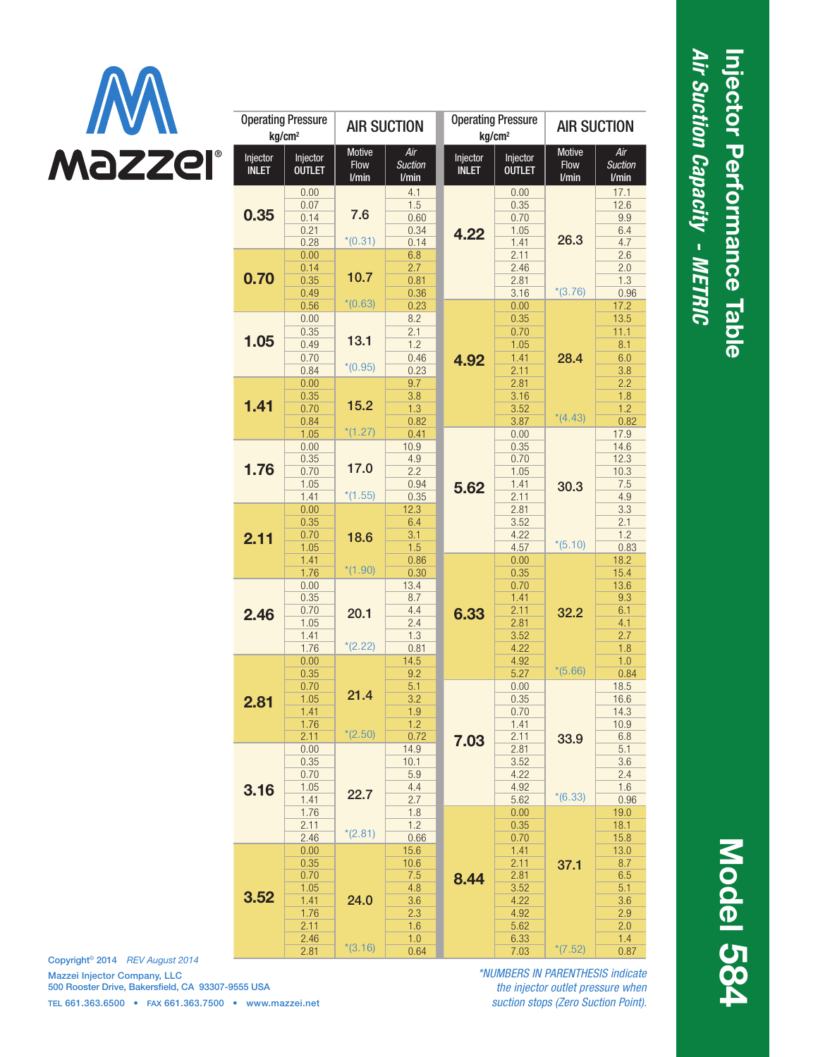# Injector Performance Table

## Air Suction Capacity - METRIC

# Model 584

Mazzei®

| Operating Pressure kg/cm² | | AIR SUCTION | | Operating Pressure kg/cm² | | AIR SUCTION | |
|---|---|---|---|---|---|---|---|
| Injector INLET | Injector OUTLET | Motive Flow l/min | *Air Suction* l/min | Injector INLET | Injector OUTLET | Motive Flow l/min | *Air Suction* l/min |
| 0.35 | 0.00 | 7.6 | 4.1 | 4.22 | 0.00 | 26.3 | 17.1 |
| | 0.07 | | 1.5 | | 0.35 | | 12.6 |
| | 0.14 | | 0.60 | | 0.70 | | 9.9 |
| | 0.21 | | 0.34 | | 1.05 | | 6.4 |
| | 0.28 | *(0.31) | 0.14 | | 1.41 | | 4.7 |
| 0.70 | 0.00 | 10.7 | 6.8 | | 2.11 | | 2.6 |
| | 0.14 | | 2.7 | | 2.46 | | 2.0 |
| | 0.35 | | 0.81 | | 2.81 | | 1.3 |
| | 0.49 | | 0.36 | | 3.16 | *(3.76) | 0.96 |
| | 0.56 | *(0.63) | 0.23 | 4.92 | 0.00 | 28.4 | 17.2 |
| 1.05 | 0.00 | 13.1 | 8.2 | | 0.35 | | 13.5 |
| | 0.35 | | 2.1 | | 0.70 | | 11.1 |
| | 0.49 | | 1.2 | | 1.05 | | 8.1 |
| | 0.70 | | 0.46 | | 1.41 | | 6.0 |
| | 0.84 | *(0.95) | 0.23 | | 2.11 | | 3.8 |
| 1.41 | 0.00 | 15.2 | 9.7 | | 2.81 | | 2.2 |
| | 0.35 | | 3.8 | | 3.16 | | 1.8 |
| | 0.70 | | 1.3 | | 3.52 | | 1.2 |
| | 0.84 | | 0.82 | | 3.87 | *(4.43) | 0.82 |
| | 1.05 | *(1.27) | 0.41 | 5.62 | 0.00 | 30.3 | 17.9 |
| 1.76 | 0.00 | 17.0 | 10.9 | | 0.35 | | 14.6 |
| | 0.35 | | 4.9 | | 0.70 | | 12.3 |
| | 0.70 | | 2.2 | | 1.05 | | 10.3 |
| | 1.05 | | 0.94 | | 1.41 | | 7.5 |
| | 1.41 | *(1.55) | 0.35 | | 2.11 | | 4.9 |
| 2.11 | 0.00 | 18.6 | 12.3 | | 2.81 | | 3.3 |
| | 0.35 | | 6.4 | | 3.52 | | 2.1 |
| | 0.70 | | 3.1 | | 4.22 | | 1.2 |
| | 1.05 | | 1.5 | | 4.57 | *(5.10) | 0.83 |
| | 1.41 | | 0.86 | 6.33 | 0.00 | 32.2 | 18.2 |
| | 1.76 | *(1.90) | 0.30 | | 0.35 | | 15.4 |
| 2.46 | 0.00 | 20.1 | 13.4 | | 0.70 | | 13.6 |
| | 0.35 | | 8.7 | | 1.41 | | 9.3 |
| | 0.70 | | 4.4 | | 2.11 | | 6.1 |
| | 1.05 | | 2.4 | | 2.81 | | 4.1 |
| | 1.41 | | 1.3 | | 3.52 | | 2.7 |
| | 1.76 | *(2.22) | 0.81 | | 4.22 | | 1.8 |
| 2.81 | 0.00 | 21.4 | 14.5 | | 4.92 | | 1.0 |
| | 0.35 | | 9.2 | | 5.27 | *(5.66) | 0.84 |
| | 0.70 | | 5.1 | 7.03 | 0.00 | 33.9 | 18.5 |
| | 1.05 | | 3.2 | | 0.35 | | 16.6 |
| | 1.41 | | 1.9 | | 0.70 | | 14.3 |
| | 1.76 | | 1.2 | | 1.41 | | 10.9 |
| | 2.11 | *(2.50) | 0.72 | | 2.11 | | 6.8 |
| 3.16 | 0.00 | 22.7 | 14.9 | | 2.81 | | 5.1 |
| | 0.35 | | 10.1 | | 3.52 | | 3.6 |
| | 0.70 | | 5.9 | | 4.22 | | 2.4 |
| | 1.05 | | 4.4 | | 4.92 | | 1.6 |
| | 1.41 | | 2.7 | | 5.62 | *(6.33) | 0.96 |
| | 1.76 | | 1.8 | 8.44 | 0.00 | 37.1 | 19.0 |
| | 2.11 | | 1.2 | | 0.35 | | 18.1 |
| | 2.46 | *(2.81) | 0.66 | | 0.70 | | 15.8 |
| 3.52 | 0.00 | 24.0 | 15.6 | | 1.41 | | 13.0 |
| | 0.35 | | 10.6 | | 2.11 | | 8.7 |
| | 0.70 | | 7.5 | | 2.81 | | 6.5 |
| | 1.05 | | 4.8 | | 3.52 | | 5.1 |
| | 1.41 | | 3.6 | | 4.22 | | 3.6 |
| | 1.76 | | 2.3 | | 4.92 | | 2.9 |
| | 2.11 | | 1.6 | | 5.62 | | 2.0 |
| | 2.46 | | 1.0 | | 6.33 | | 1.4 |
| | 2.81 | *(3.16) | 0.64 | | 7.03 | *(7.52) | 0.87 |

*\*NUMBERS IN PARENTHESIS indicate the injector outlet pressure when suction stops (Zero Suction Point).*

Copyright© 2014 *REV August 2014*

Mazzei Injector Company, LLC
500 Rooster Drive, Bakersfield, CA 93307-9555 USA

TEL 661.363.6500 • FAX 661.363.7500 • www.mazzei.net